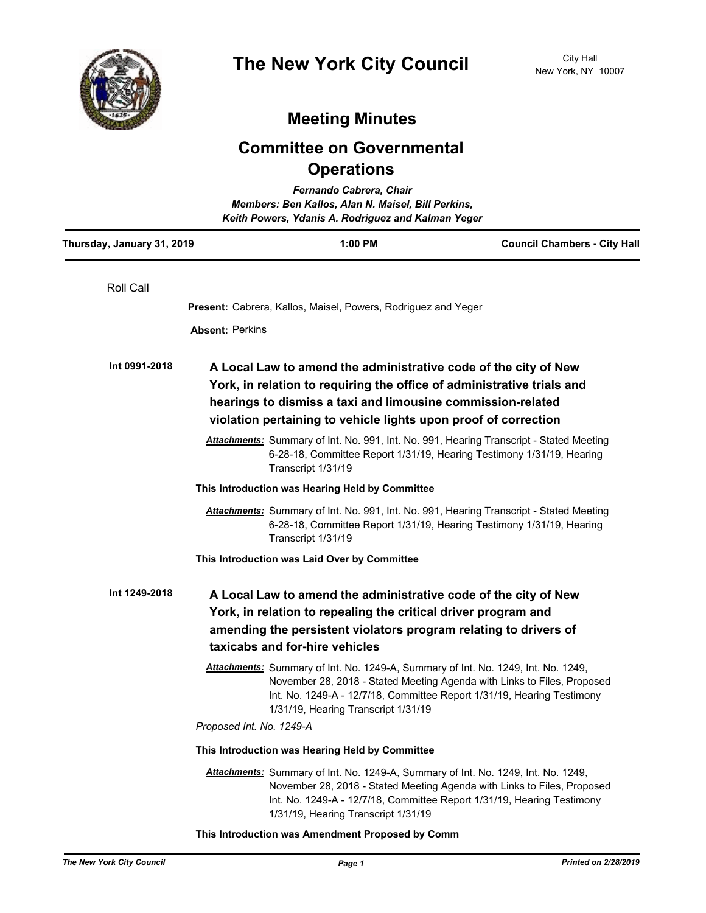# The New York City Council

City Hall
New York, NY 10007

## Meeting Minutes

## Committee on Governmental Operations

*Fernando Cabrera, Chair*
*Members: Ben Kallos, Alan N. Maisel, Bill Perkins, Keith Powers, Ydanis A. Rodriguez and Kalman Yeger*

| Thursday, January 31, 2019 | 1:00 PM | Council Chambers - City Hall |
|---|---|---|

Roll Call

**Present:** Cabrera, Kallos, Maisel, Powers, Rodriguez and Yeger

**Absent:** Perkins

**Int 0991-2018** **A Local Law to amend the administrative code of the city of New York, in relation to requiring the office of administrative trials and hearings to dismiss a taxi and limousine commission-related violation pertaining to vehicle lights upon proof of correction**

***Attachments:*** Summary of Int. No. 991, Int. No. 991, Hearing Transcript - Stated Meeting 6-28-18, Committee Report 1/31/19, Hearing Testimony 1/31/19, Hearing Transcript 1/31/19

**This Introduction was Hearing Held by Committee**

***Attachments:*** Summary of Int. No. 991, Int. No. 991, Hearing Transcript - Stated Meeting 6-28-18, Committee Report 1/31/19, Hearing Testimony 1/31/19, Hearing Transcript 1/31/19

**This Introduction was Laid Over by Committee**

**Int 1249-2018** **A Local Law to amend the administrative code of the city of New York, in relation to repealing the critical driver program and amending the persistent violators program relating to drivers of taxicabs and for-hire vehicles**

***Attachments:*** Summary of Int. No. 1249-A, Summary of Int. No. 1249, Int. No. 1249, November 28, 2018 - Stated Meeting Agenda with Links to Files, Proposed Int. No. 1249-A - 12/7/18, Committee Report 1/31/19, Hearing Testimony 1/31/19, Hearing Transcript 1/31/19

*Proposed Int. No. 1249-A*

**This Introduction was Hearing Held by Committee**

***Attachments:*** Summary of Int. No. 1249-A, Summary of Int. No. 1249, Int. No. 1249, November 28, 2018 - Stated Meeting Agenda with Links to Files, Proposed Int. No. 1249-A - 12/7/18, Committee Report 1/31/19, Hearing Testimony 1/31/19, Hearing Transcript 1/31/19

**This Introduction was Amendment Proposed by Comm**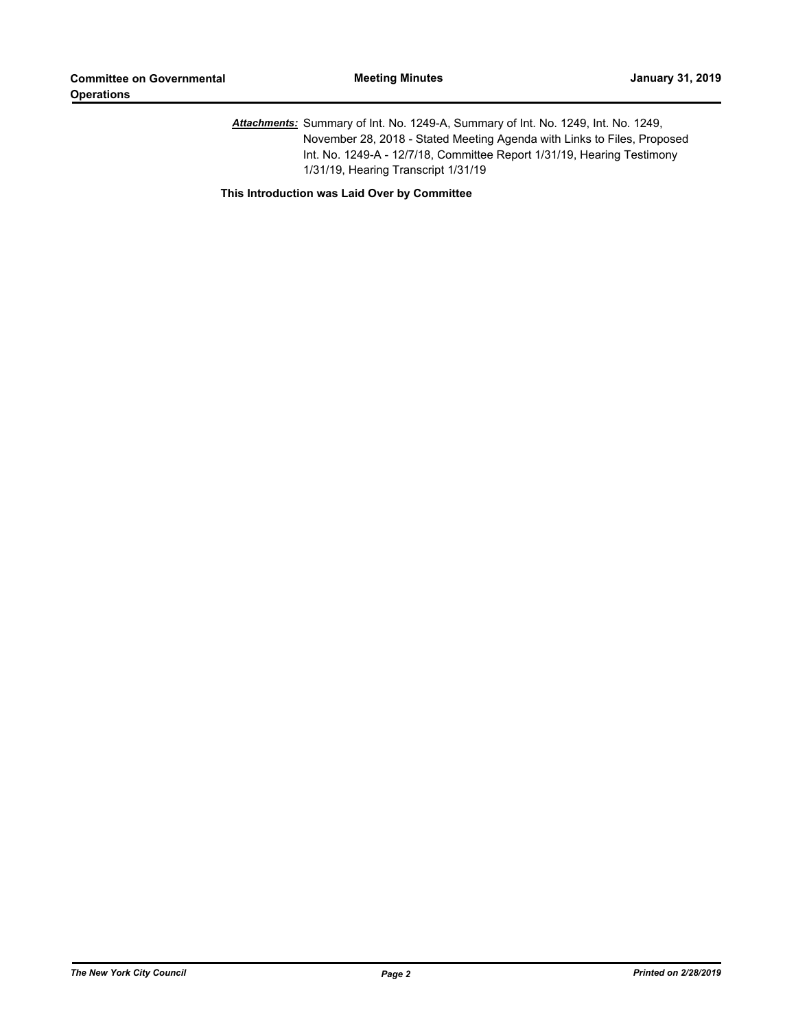***Attachments:*** Summary of Int. No. 1249-A, Summary of Int. No. 1249, Int. No. 1249, November 28, 2018 - Stated Meeting Agenda with Links to Files, Proposed Int. No. 1249-A - 12/7/18, Committee Report 1/31/19, Hearing Testimony 1/31/19, Hearing Transcript 1/31/19

**This Introduction was Laid Over by Committee**